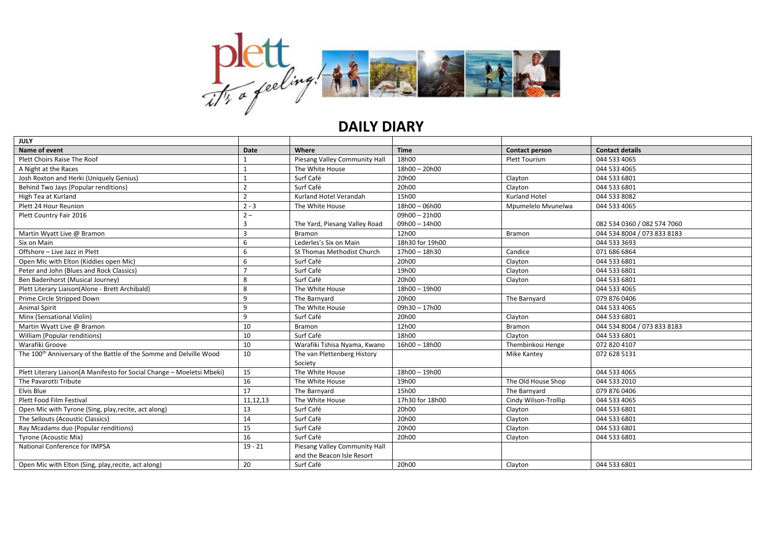# DAILY DIARY

| JULY | | | | | |
|---|---|---|---|---|---|
| **Name of event** | **Date** | **Where** | **Time** | **Contact person** | **Contact details** |
| Plett Choirs Raise The Roof | 1 | Piesang Valley Community Hall | 18h00 | Plett Tourism | 044 533 4065 |
| A Night at the Races | 1 | The White House | 18h00 – 20h00 | | 044 533 4065 |
| Josh Roxton and Herki (Uniquely Genius) | 1 | Surf Café | 20h00 | Clayton | 044 533 6801 |
| Behind Two Jays (Popular renditions) | 2 | Surf Café | 20h00 | Clayton | 044 533 6801 |
| High Tea at Kurland | 2 | Kurland Hotel Verandah | 15h00 | Kurland Hotel | 044 533 8082 |
| Plett 24 Hour Reunion | 2 - 3 | The White House | 18h00 – 06h00 | Mpumelelo Mvunelwa | 044 533 4065 |
| Plett Country Fair 2016 | 2 – 3 | The Yard, Piesang Valley Road | 09h00 – 21h00 09h00 – 14h00 | | 082 534 0360 / 082 574 7060 |
| Martin Wyatt Live @ Bramon | 3 | Bramon | 12h00 | Bramon | 044 534 8004 / 073 833 8183 |
| Six on Main | 6 | Lederles's Six on Main | 18h30 for 19h00 | | 044 533 3693 |
| Offshore – Live Jazz in Plett | 6 | St Thomas Methodist Church | 17h00 – 18h30 | Candice | 071 686 6864 |
| Open Mic with Elton (Kiddies open Mic) | 6 | Surf Café | 20h00 | Clayton | 044 533 6801 |
| Peter and John (Blues and Rock Classics) | 7 | Surf Café | 19h00 | Clayton | 044 533 6801 |
| Ben Badenhorst (Musical Journey) | 8 | Surf Café | 20h00 | Clayton | 044 533 6801 |
| Plett Literary Liaison(Alone - Brett Archibald) | 8 | The White House | 18h00 – 19h00 | | 044 533 4065 |
| Prime Circle Stripped Down | 9 | The Barnyard | 20h00 | The Barnyard | 079 876 0406 |
| Animal Spirit | 9 | The White House | 09h30 – 17h00 | | 044 533 4065 |
| Minx (Sensational Violin) | 9 | Surf Café | 20h00 | Clayton | 044 533 6801 |
| Martin Wyatt Live @ Bramon | 10 | Bramon | 12h00 | Bramon | 044 534 8004 / 073 833 8183 |
| William (Popular renditions) | 10 | Surf Café | 18h00 | Clayton | 044 533 6801 |
| Warafiki Groove | 10 | Warafiki Tshisa Nyama, Kwano | 16h00 – 18h00 | Thembinkosi Henge | 072 820 4107 |
| The 100th Anniversary of the Battle of the Somme and Delville Wood | 10 | The van Plettenberg History Society | | Mike Kantey | 072 628 5131 |
| Plett Literary Liaison(A Manifesto for Social Change – Moeletsi Mbeki) | 15 | The White House | 18h00 – 19h00 | | 044 533 4065 |
| The Pavarotti Tribute | 16 | The White House | 19h00 | The Old House Shop | 044 533 2010 |
| Elvis Blue | 17 | The Barnyard | 15h00 | The Barnyard | 079 876 0406 |
| Plett Food Film Festival | 11,12,13 | The White House | 17h30 for 18h00 | Cindy Wilson-Trollip | 044 533 4065 |
| Open Mic with Tyrone (Sing, play,recite, act along) | 13 | Surf Café | 20h00 | Clayton | 044 533 6801 |
| The Sellouts (Acoustic Classics) | 14 | Surf Café | 20h00 | Clayton | 044 533 6801 |
| Ray Mcadams duo (Popular renditions) | 15 | Surf Café | 20h00 | Clayton | 044 533 6801 |
| Tyrone (Acoustic Mix) | 16 | Surf Café | 20h00 | Clayton | 044 533 6801 |
| National Conference for IMPSA | 19 - 21 | Piesang Valley Community Hall and the Beacon Isle Resort | | | |
| Open Mic with Elton (Sing, play,recite, act along) | 20 | Surf Café | 20h00 | Clayton | 044 533 6801 |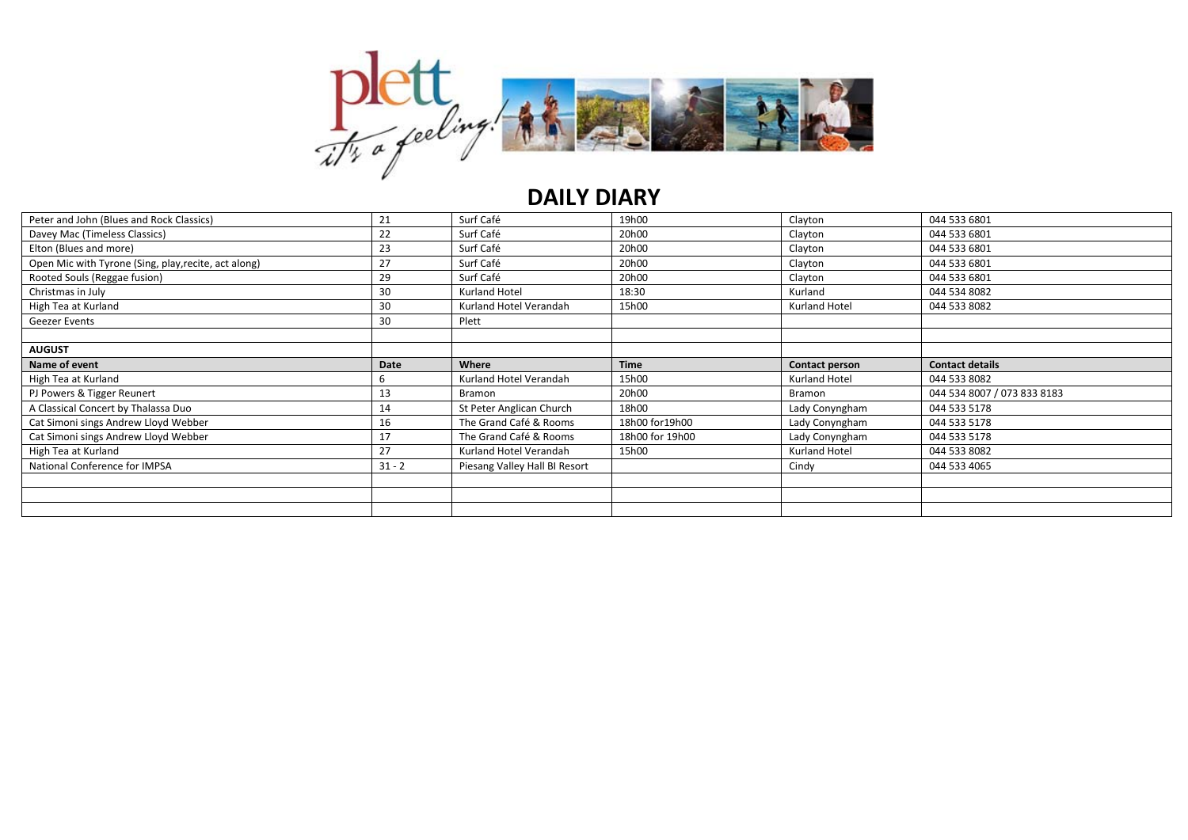# DAILY DIARY

| | | | | | |
|---|---|---|---|---|---|
| Peter and John (Blues and Rock Classics) | 21 | Surf Café | 19h00 | Clayton | 044 533 6801 |
| Davey Mac (Timeless Classics) | 22 | Surf Café | 20h00 | Clayton | 044 533 6801 |
| Elton (Blues and more) | 23 | Surf Café | 20h00 | Clayton | 044 533 6801 |
| Open Mic with Tyrone (Sing, play,recite, act along) | 27 | Surf Café | 20h00 | Clayton | 044 533 6801 |
| Rooted Souls (Reggae fusion) | 29 | Surf Café | 20h00 | Clayton | 044 533 6801 |
| Christmas in July | 30 | Kurland Hotel | 18:30 | Kurland | 044 534 8082 |
| High Tea at Kurland | 30 | Kurland Hotel Verandah | 15h00 | Kurland Hotel | 044 533 8082 |
| Geezer Events | 30 | Plett | | | |
| | | | | | |
| **AUGUST** | | | | | |
| **Name of event** | **Date** | **Where** | **Time** | **Contact person** | **Contact details** |
| High Tea at Kurland | 6 | Kurland Hotel Verandah | 15h00 | Kurland Hotel | 044 533 8082 |
| PJ Powers & Tigger Reunert | 13 | Bramon | 20h00 | Bramon | 044 534 8007 / 073 833 8183 |
| A Classical Concert by Thalassa Duo | 14 | St Peter Anglican Church | 18h00 | Lady Conyngham | 044 533 5178 |
| Cat Simoni sings Andrew Lloyd Webber | 16 | The Grand Café & Rooms | 18h00 for19h00 | Lady Conyngham | 044 533 5178 |
| Cat Simoni sings Andrew Lloyd Webber | 17 | The Grand Café & Rooms | 18h00 for 19h00 | Lady Conyngham | 044 533 5178 |
| High Tea at Kurland | 27 | Kurland Hotel Verandah | 15h00 | Kurland Hotel | 044 533 8082 |
| National Conference for IMPSA | 31 - 2 | Piesang Valley Hall BI Resort | | Cindy | 044 533 4065 |
| | | | | | |
| | | | | | |
| | | | | | |